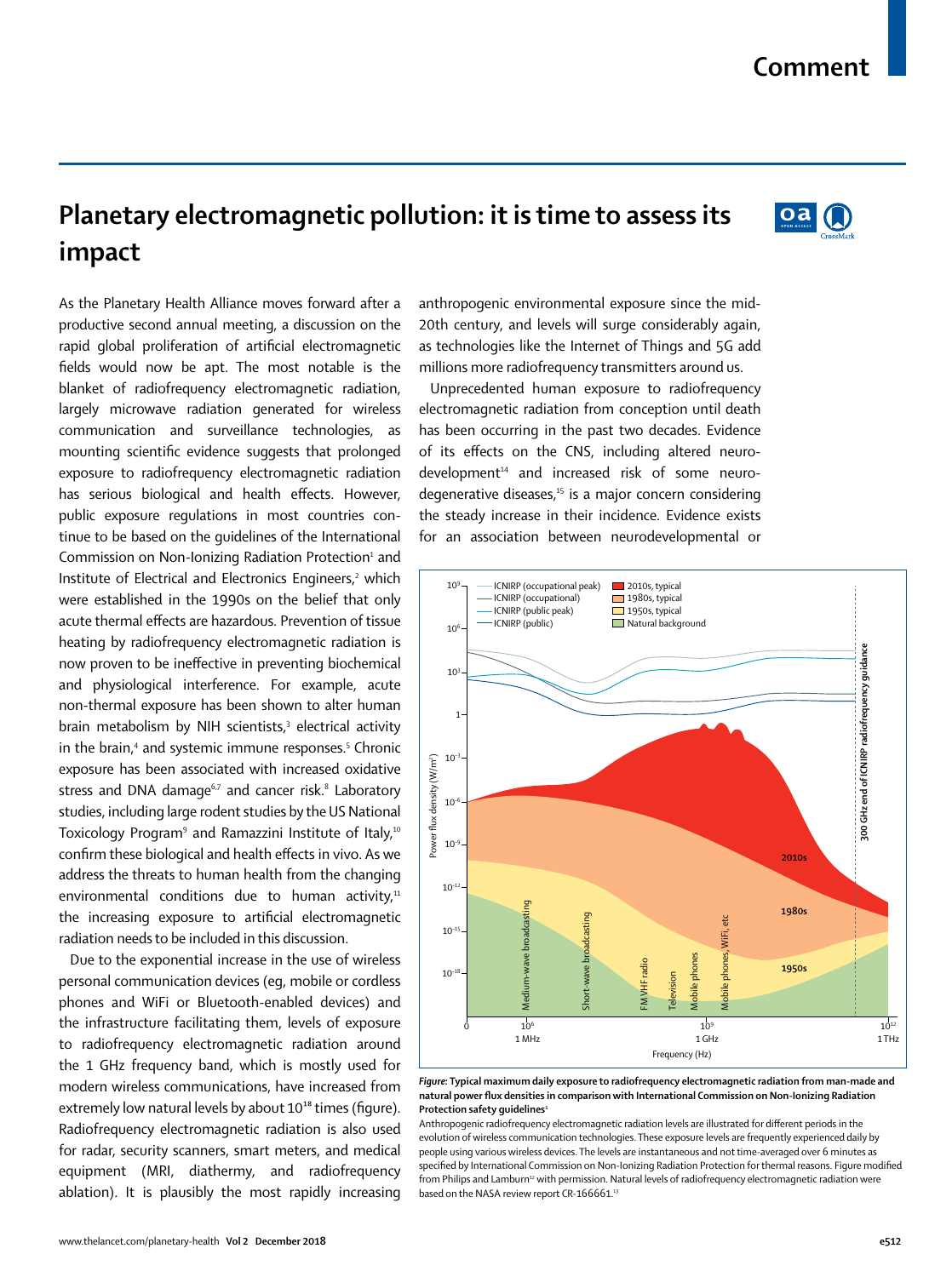# Planetary electromagnetic pollution: it is time to assess its impact

As the Planetary Health Alliance moves forward after a productive second annual meeting, a discussion on the rapid global proliferation of artificial electromagnetic fields would now be apt. The most notable is the blanket of radiofrequency electromagnetic radiation, largely microwave radiation generated for wireless communication and surveillance technologies, as mounting scientific evidence suggests that prolonged exposure to radiofrequency electromagnetic radiation has serious biological and health effects. However, public exposure regulations in most countries continue to be based on the guidelines of the International Commission on Non-Ionizing Radiation Protection[1] and Institute of Electrical and Electronics Engineers,[2] which were established in the 1990s on the belief that only acute thermal effects are hazardous. Prevention of tissue heating by radiofrequency electromagnetic radiation is now proven to be ineffective in preventing biochemical and physiological interference. For example, acute non-thermal exposure has been shown to alter human brain metabolism by NIH scientists,[3] electrical activity in the brain,[4] and systemic immune responses.[5] Chronic exposure has been associated with increased oxidative stress and DNA damage[6,7] and cancer risk.[8] Laboratory studies, including large rodent studies by the US National Toxicology Program[9] and Ramazzini Institute of Italy,[10] confirm these biological and health effects in vivo. As we address the threats to human health from the changing environmental conditions due to human activity,[11] the increasing exposure to artificial electromagnetic radiation needs to be included in this discussion.

Due to the exponential increase in the use of wireless personal communication devices (eg, mobile or cordless phones and WiFi or Bluetooth-enabled devices) and the infrastructure facilitating them, levels of exposure to radiofrequency electromagnetic radiation around the 1 GHz frequency band, which is mostly used for modern wireless communications, have increased from extremely low natural levels by about $10^{18}$ times (figure). Radiofrequency electromagnetic radiation is also used for radar, security scanners, smart meters, and medical equipment (MRI, diathermy, and radiofrequency ablation). It is plausibly the most rapidly increasing anthropogenic environmental exposure since the mid-20th century, and levels will surge considerably again, as technologies like the Internet of Things and 5G add millions more radiofrequency transmitters around us.

Unprecedented human exposure to radiofrequency electromagnetic radiation from conception until death has been occurring in the past two decades. Evidence of its effects on the CNS, including altered neurodevelopment[14] and increased risk of some neurodegenerative diseases,[15] is a major concern considering the steady increase in their incidence. Evidence exists for an association between neurodevelopmental or

**Figure: Typical maximum daily exposure to radiofrequency electromagnetic radiation from man-made and natural power flux densities in comparison with International Commission on Non-Ionizing Radiation Protection safety guidelines[1]**

Anthropogenic radiofrequency electromagnetic radiation levels are illustrated for different periods in the evolution of wireless communication technologies. These exposure levels are frequently experienced daily by people using various wireless devices. The levels are instantaneous and not time-averaged over 6 minutes as specified by International Commission on Non-Ionizing Radiation Protection for thermal reasons. Figure modified from Philips and Lamburn[12] with permission. Natural levels of radiofrequency electromagnetic radiation were based on the NASA review report CR-166661.[13]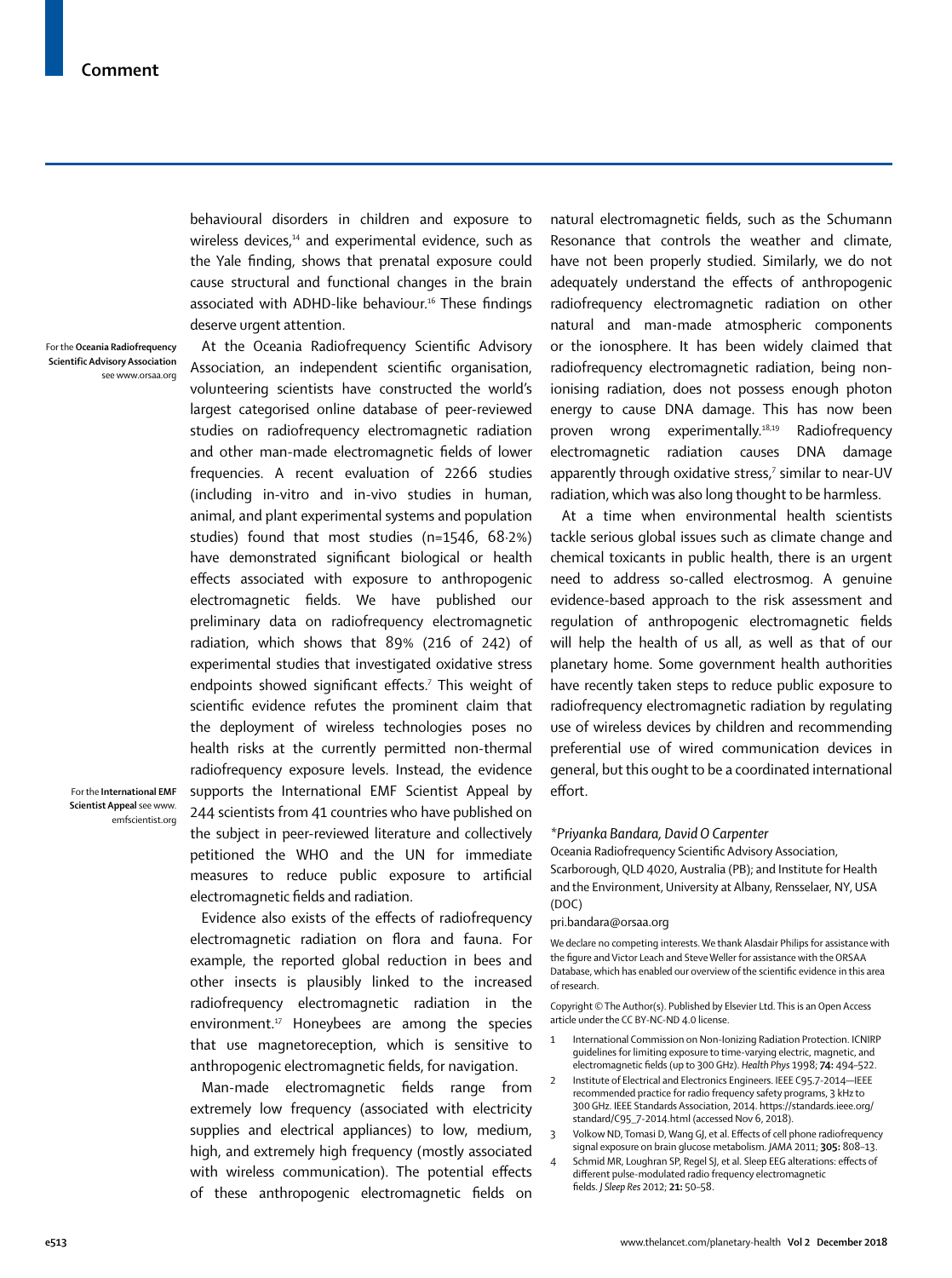behavioural disorders in children and exposure to wireless devices,[14] and experimental evidence, such as the Yale finding, shows that prenatal exposure could cause structural and functional changes in the brain associated with ADHD-like behaviour.[16] These findings deserve urgent attention.

For the **Oceania Radiofrequency Scientific Advisory Association** see www.orsaa.org

At the Oceania Radiofrequency Scientific Advisory Association, an independent scientific organisation, volunteering scientists have constructed the world's largest categorised online database of peer-reviewed studies on radiofrequency electromagnetic radiation and other man-made electromagnetic fields of lower frequencies. A recent evaluation of 2266 studies (including in-vitro and in-vivo studies in human, animal, and plant experimental systems and population studies) found that most studies (n=1546, 68·2%) have demonstrated significant biological or health effects associated with exposure to anthropogenic electromagnetic fields. We have published our preliminary data on radiofrequency electromagnetic radiation, which shows that 89% (216 of 242) of experimental studies that investigated oxidative stress endpoints showed significant effects.[7] This weight of scientific evidence refutes the prominent claim that the deployment of wireless technologies poses no health risks at the currently permitted non-thermal radiofrequency exposure levels. Instead, the evidence supports the International EMF Scientist Appeal by 244 scientists from 41 countries who have published on the subject in peer-reviewed literature and collectively petitioned the WHO and the UN for immediate measures to reduce public exposure to artificial electromagnetic fields and radiation.

For the **International EMF Scientist Appeal** see www.emfscientist.org

Evidence also exists of the effects of radiofrequency electromagnetic radiation on flora and fauna. For example, the reported global reduction in bees and other insects is plausibly linked to the increased radiofrequency electromagnetic radiation in the environment.[17] Honeybees are among the species that use magnetoreception, which is sensitive to anthropogenic electromagnetic fields, for navigation.

Man-made electromagnetic fields range from extremely low frequency (associated with electricity supplies and electrical appliances) to low, medium, high, and extremely high frequency (mostly associated with wireless communication). The potential effects of these anthropogenic electromagnetic fields on natural electromagnetic fields, such as the Schumann Resonance that controls the weather and climate, have not been properly studied. Similarly, we do not adequately understand the effects of anthropogenic radiofrequency electromagnetic radiation on other natural and man-made atmospheric components or the ionosphere. It has been widely claimed that radiofrequency electromagnetic radiation, being non-ionising radiation, does not possess enough photon energy to cause DNA damage. This has now been proven wrong experimentally.[18,19] Radiofrequency electromagnetic radiation causes DNA damage apparently through oxidative stress,[7] similar to near-UV radiation, which was also long thought to be harmless.

At a time when environmental health scientists tackle serious global issues such as climate change and chemical toxicants in public health, there is an urgent need to address so-called electrosmog. A genuine evidence-based approach to the risk assessment and regulation of anthropogenic electromagnetic fields will help the health of us all, as well as that of our planetary home. Some government health authorities have recently taken steps to reduce public exposure to radiofrequency electromagnetic radiation by regulating use of wireless devices by children and recommending preferential use of wired communication devices in general, but this ought to be a coordinated international effort.

*\*Priyanka Bandara, David O Carpenter*

Oceania Radiofrequency Scientific Advisory Association, Scarborough, QLD 4020, Australia (PB); and Institute for Health and the Environment, University at Albany, Rensselaer, NY, USA (DOC)

pri.bandara@orsaa.org

We declare no competing interests. We thank Alasdair Philips for assistance with the figure and Victor Leach and Steve Weller for assistance with the ORSAA Database, which has enabled our overview of the scientific evidence in this area of research.

Copyright © The Author(s). Published by Elsevier Ltd. This is an Open Access article under the CC BY-NC-ND 4.0 license.

1. International Commission on Non-Ionizing Radiation Protection. ICNIRP guidelines for limiting exposure to time-varying electric, magnetic, and electromagnetic fields (up to 300 GHz). *Health Phys* 1998; **74:** 494–522.
2. Institute of Electrical and Electronics Engineers. IEEE C95.7-2014—IEEE recommended practice for radio frequency safety programs, 3 kHz to 300 GHz. IEEE Standards Association, 2014. https://standards.ieee.org/standard/C95_7-2014.html (accessed Nov 6, 2018).
3. Volkow ND, Tomasi D, Wang GJ, et al. Effects of cell phone radiofrequency signal exposure on brain glucose metabolism. *JAMA* 2011; **305:** 808–13.
4. Schmid MR, Loughran SP, Regel SJ, et al. Sleep EEG alterations: effects of different pulse-modulated radio frequency electromagnetic fields. *J Sleep Res* 2012; **21:** 50–58.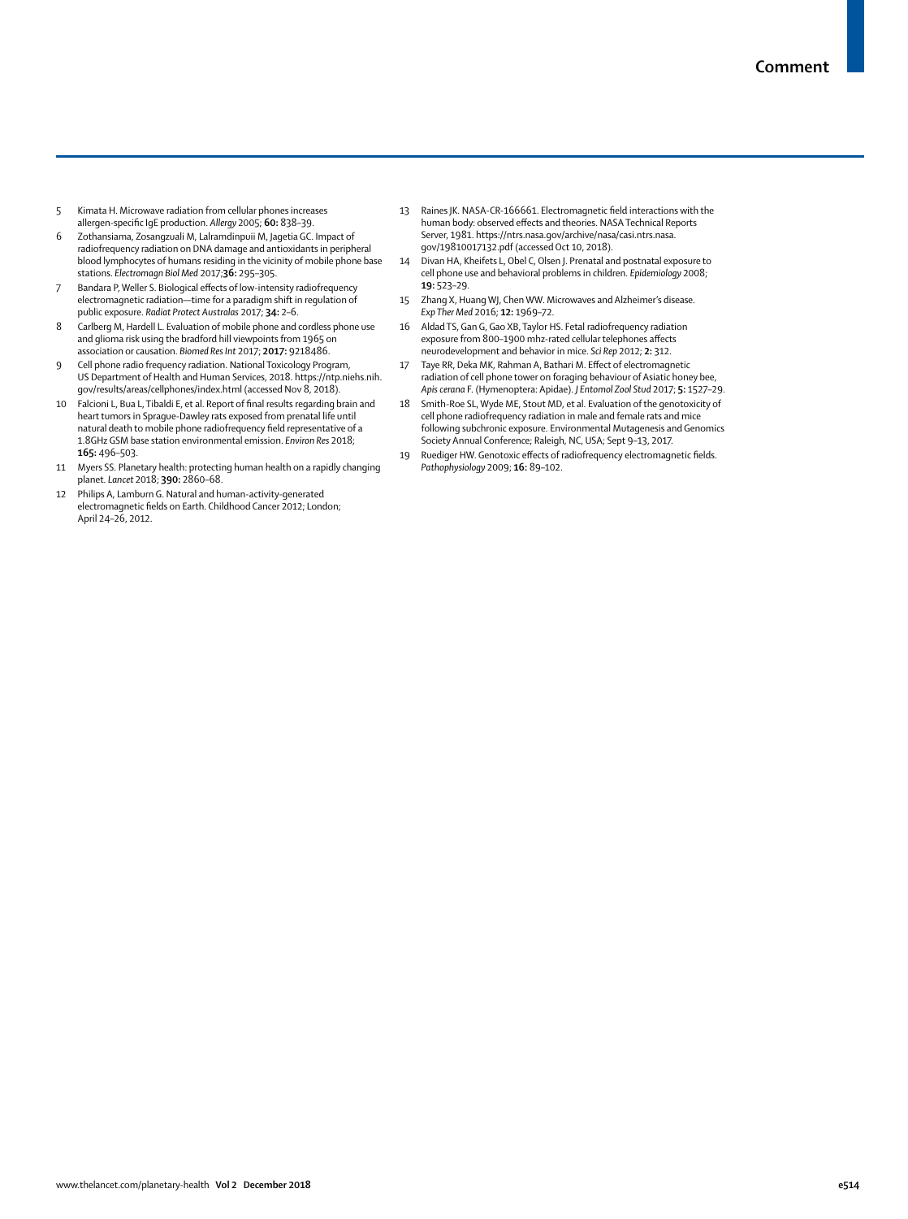5 Kimata H. Microwave radiation from cellular phones increases allergen-specific IgE production. *Allergy* 2005; **60:** 838–39.

6 Zothansiama, Zosangzuali M, Lalramdinpuii M, Jagetia GC. Impact of radiofrequency radiation on DNA damage and antioxidants in peripheral blood lymphocytes of humans residing in the vicinity of mobile phone base stations. *Electromagn Biol Med* 2017;**36:** 295–305.

7 Bandara P, Weller S. Biological effects of low-intensity radiofrequency electromagnetic radiation—time for a paradigm shift in regulation of public exposure. *Radiat Protect Australas* 2017; **34:** 2–6.

8 Carlberg M, Hardell L. Evaluation of mobile phone and cordless phone use and glioma risk using the bradford hill viewpoints from 1965 on association or causation. *Biomed Res Int* 2017; **2017:** 9218486.

9 Cell phone radio frequency radiation. National Toxicology Program, US Department of Health and Human Services, 2018. https://ntp.niehs.nih.gov/results/areas/cellphones/index.html (accessed Nov 8, 2018).

10 Falcioni L, Bua L, Tibaldi E, et al. Report of final results regarding brain and heart tumors in Sprague-Dawley rats exposed from prenatal life until natural death to mobile phone radiofrequency field representative of a 1.8GHz GSM base station environmental emission. *Environ Res* 2018; **165:** 496–503.

11 Myers SS. Planetary health: protecting human health on a rapidly changing planet. *Lancet* 2018; **390:** 2860–68.

12 Philips A, Lamburn G. Natural and human-activity-generated electromagnetic fields on Earth. Childhood Cancer 2012; London; April 24–26, 2012.

13 Raines JK. NASA-CR-166661. Electromagnetic field interactions with the human body: observed effects and theories. NASA Technical Reports Server, 1981. https://ntrs.nasa.gov/archive/nasa/casi.ntrs.nasa.gov/19810017132.pdf (accessed Oct 10, 2018).

14 Divan HA, Kheifets L, Obel C, Olsen J. Prenatal and postnatal exposure to cell phone use and behavioral problems in children. *Epidemiology* 2008; **19:** 523–29.

15 Zhang X, Huang WJ, Chen WW. Microwaves and Alzheimer's disease. *Exp Ther Med* 2016; **12:** 1969–72.

16 Aldad TS, Gan G, Gao XB, Taylor HS. Fetal radiofrequency radiation exposure from 800–1900 mhz-rated cellular telephones affects neurodevelopment and behavior in mice. *Sci Rep* 2012; **2:** 312.

17 Taye RR, Deka MK, Rahman A, Bathari M. Effect of electromagnetic radiation of cell phone tower on foraging behaviour of Asiatic honey bee, *Apis cerana* F. (Hymenoptera: Apidae). *J Entomol Zool Stud* 2017; **5:** 1527–29.

18 Smith-Roe SL, Wyde ME, Stout MD, et al. Evaluation of the genotoxicity of cell phone radiofrequency radiation in male and female rats and mice following subchronic exposure. Environmental Mutagenesis and Genomics Society Annual Conference; Raleigh, NC, USA; Sept 9–13, 2017.

19 Ruediger HW. Genotoxic effects of radiofrequency electromagnetic fields. *Pathophysiology* 2009; **16:** 89–102.